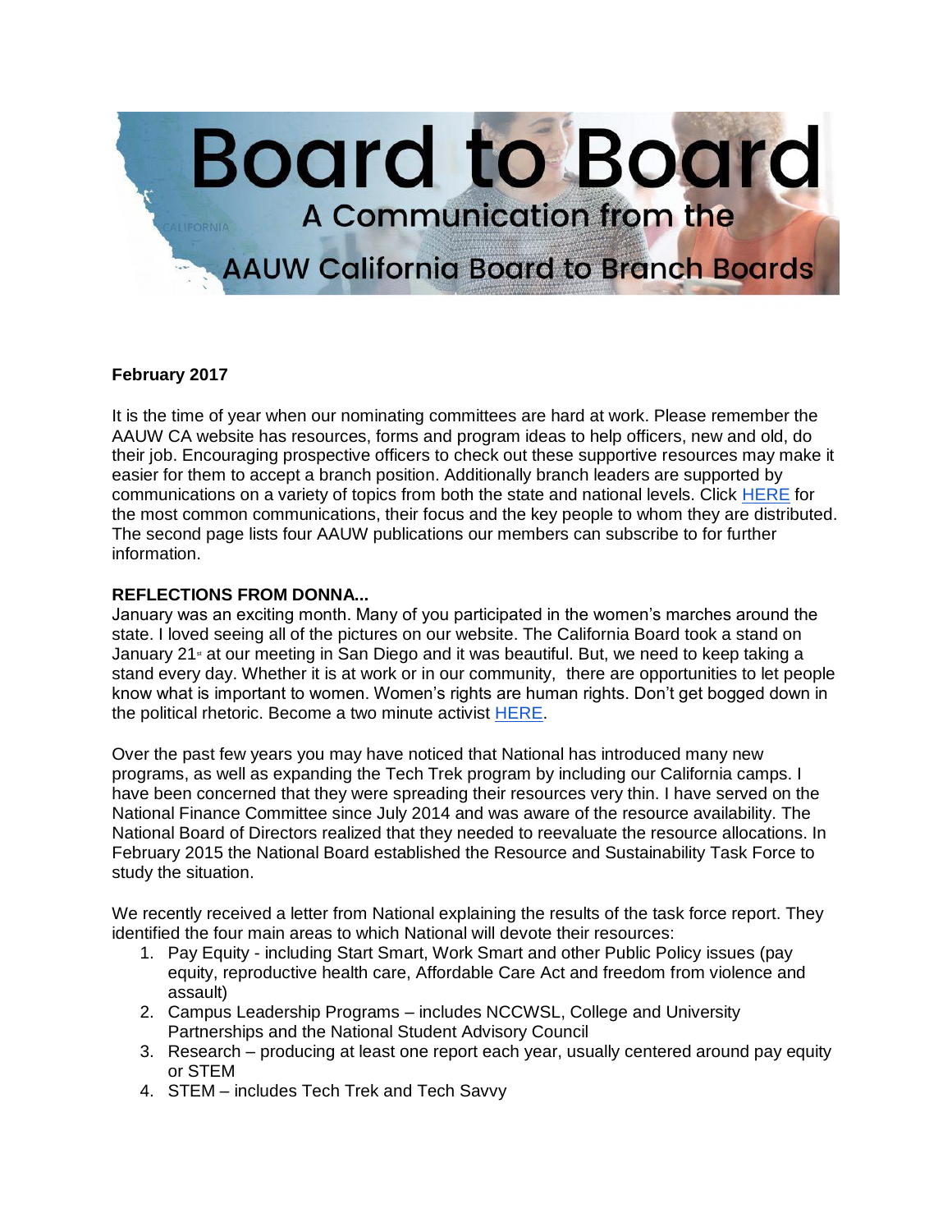# Board to Board

## A Communication from the AAUW California Board to Branch Boards

**February 2017**

It is the time of year when our nominating committees are hard at work. Please remember the AAUW CA website has resources, forms and program ideas to help officers, new and old, do their job. Encouraging prospective officers to check out these supportive resources may make it easier for them to accept a branch position. Additionally branch leaders are supported by communications on a variety of topics from both the state and national levels. Click HERE for the most common communications, their focus and the key people to whom they are distributed. The second page lists four AAUW publications our members can subscribe to for further information.

**REFLECTIONS FROM DONNA...**

January was an exciting month. Many of you participated in the women's marches around the state. I loved seeing all of the pictures on our website. The California Board took a stand on January 21st at our meeting in San Diego and it was beautiful. But, we need to keep taking a stand every day. Whether it is at work or in our community, there are opportunities to let people know what is important to women. Women's rights are human rights. Don't get bogged down in the political rhetoric. Become a two minute activist HERE.

Over the past few years you may have noticed that National has introduced many new programs, as well as expanding the Tech Trek program by including our California camps. I have been concerned that they were spreading their resources very thin. I have served on the National Finance Committee since July 2014 and was aware of the resource availability. The National Board of Directors realized that they needed to reevaluate the resource allocations. In February 2015 the National Board established the Resource and Sustainability Task Force to study the situation.

We recently received a letter from National explaining the results of the task force report. They identified the four main areas to which National will devote their resources:

1. Pay Equity - including Start Smart, Work Smart and other Public Policy issues (pay equity, reproductive health care, Affordable Care Act and freedom from violence and assault)
2. Campus Leadership Programs – includes NCCWSL, College and University Partnerships and the National Student Advisory Council
3. Research – producing at least one report each year, usually centered around pay equity or STEM
4. STEM – includes Tech Trek and Tech Savvy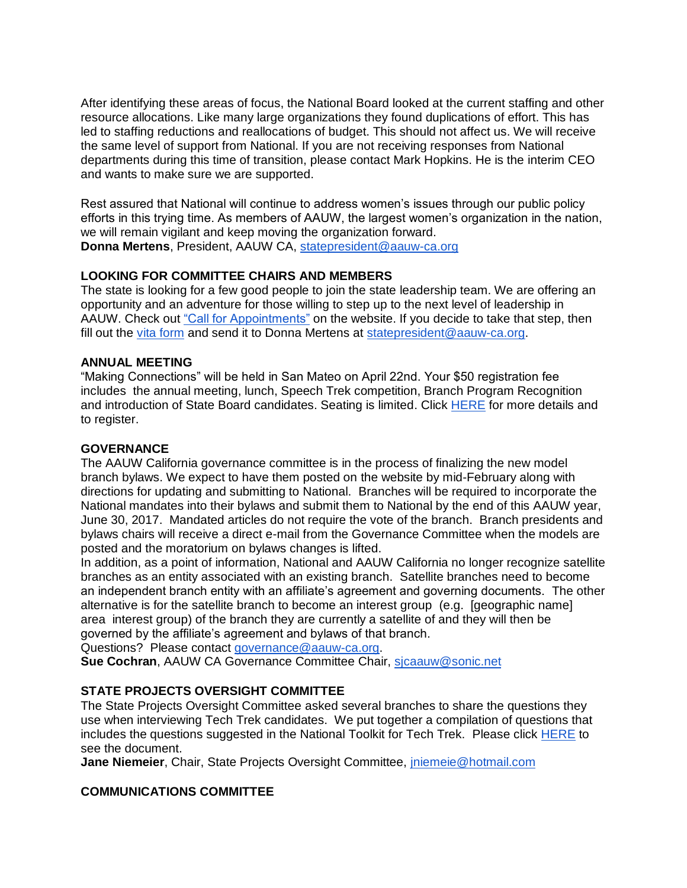After identifying these areas of focus, the National Board looked at the current staffing and other resource allocations. Like many large organizations they found duplications of effort. This has led to staffing reductions and reallocations of budget. This should not affect us. We will receive the same level of support from National. If you are not receiving responses from National departments during this time of transition, please contact Mark Hopkins. He is the interim CEO and wants to make sure we are supported.

Rest assured that National will continue to address women's issues through our public policy efforts in this trying time. As members of AAUW, the largest women's organization in the nation, we will remain vigilant and keep moving the organization forward.
**Donna Mertens**, President, AAUW CA, statepresident@aauw-ca.org

**LOOKING FOR COMMITTEE CHAIRS AND MEMBERS**
The state is looking for a few good people to join the state leadership team. We are offering an opportunity and an adventure for those willing to step up to the next level of leadership in AAUW. Check out "Call for Appointments" on the website. If you decide to take that step, then fill out the vita form and send it to Donna Mertens at statepresident@aauw-ca.org.

**ANNUAL MEETING**
"Making Connections" will be held in San Mateo on April 22nd. Your $50 registration fee includes the annual meeting, lunch, Speech Trek competition, Branch Program Recognition and introduction of State Board candidates. Seating is limited. Click HERE for more details and to register.

**GOVERNANCE**
The AAUW California governance committee is in the process of finalizing the new model branch bylaws. We expect to have them posted on the website by mid-February along with directions for updating and submitting to National. Branches will be required to incorporate the National mandates into their bylaws and submit them to National by the end of this AAUW year, June 30, 2017. Mandated articles do not require the vote of the branch. Branch presidents and bylaws chairs will receive a direct e-mail from the Governance Committee when the models are posted and the moratorium on bylaws changes is lifted.
In addition, as a point of information, National and AAUW California no longer recognize satellite branches as an entity associated with an existing branch. Satellite branches need to become an independent branch entity with an affiliate's agreement and governing documents. The other alternative is for the satellite branch to become an interest group (e.g. [geographic name] area interest group) of the branch they are currently a satellite of and they will then be governed by the affiliate's agreement and bylaws of that branch.
Questions? Please contact governance@aauw-ca.org.
**Sue Cochran**, AAUW CA Governance Committee Chair, sjcaauw@sonic.net

**STATE PROJECTS OVERSIGHT COMMITTEE**
The State Projects Oversight Committee asked several branches to share the questions they use when interviewing Tech Trek candidates. We put together a compilation of questions that includes the questions suggested in the National Toolkit for Tech Trek. Please click HERE to see the document.
**Jane Niemeier**, Chair, State Projects Oversight Committee, jniemeie@hotmail.com

**COMMUNICATIONS COMMITTEE**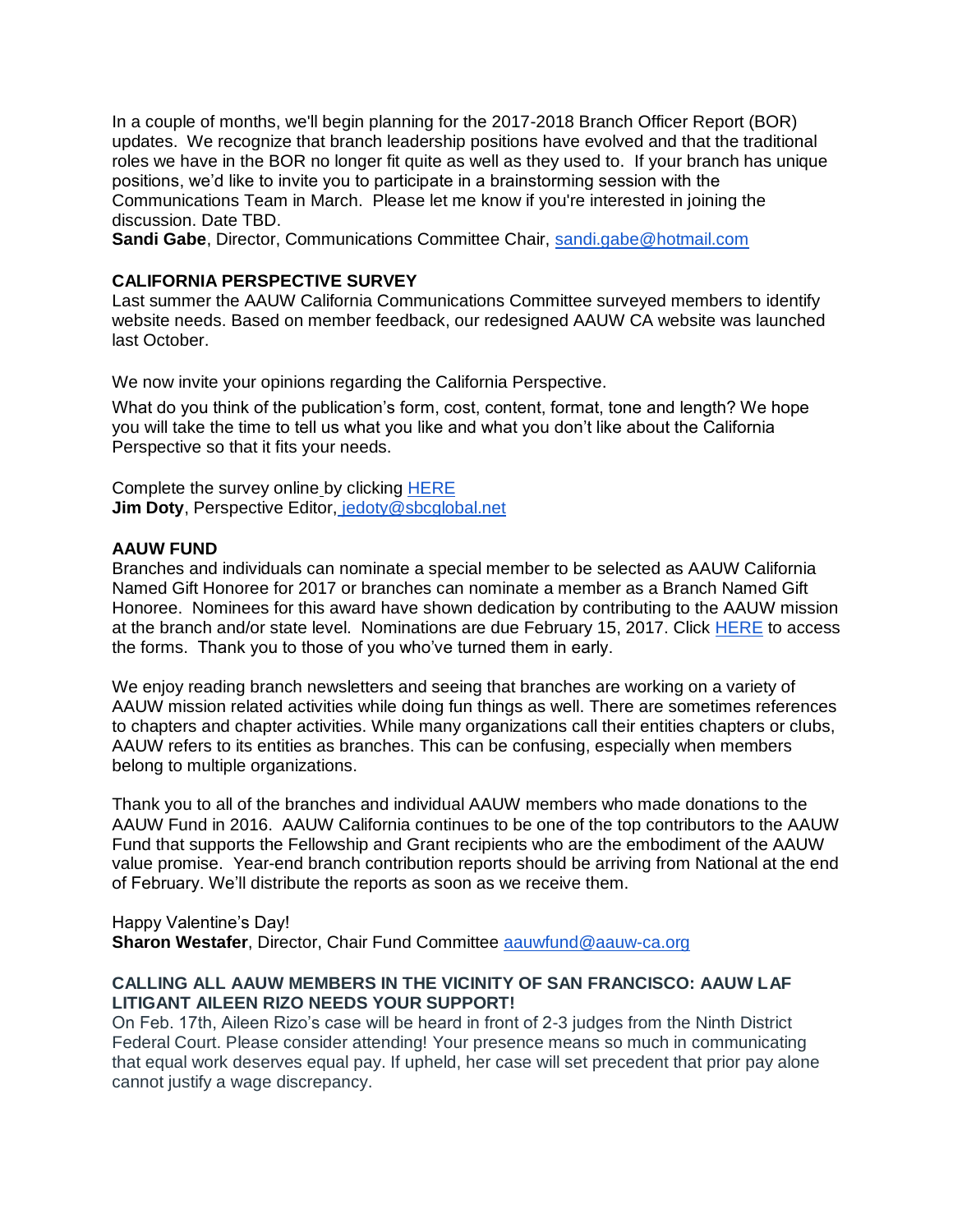In a couple of months, we'll begin planning for the 2017-2018 Branch Officer Report (BOR) updates. We recognize that branch leadership positions have evolved and that the traditional roles we have in the BOR no longer fit quite as well as they used to. If your branch has unique positions, we'd like to invite you to participate in a brainstorming session with the Communications Team in March. Please let me know if you're interested in joining the discussion. Date TBD.
**Sandi Gabe**, Director, Communications Committee Chair, sandi.gabe@hotmail.com

**CALIFORNIA PERSPECTIVE SURVEY**
Last summer the AAUW California Communications Committee surveyed members to identify website needs. Based on member feedback, our redesigned AAUW CA website was launched last October.

We now invite your opinions regarding the California Perspective.

What do you think of the publication's form, cost, content, format, tone and length? We hope you will take the time to tell us what you like and what you don't like about the California Perspective so that it fits your needs.

Complete the survey online by clicking HERE
**Jim Doty**, Perspective Editor, jedoty@sbcglobal.net

**AAUW FUND**
Branches and individuals can nominate a special member to be selected as AAUW California Named Gift Honoree for 2017 or branches can nominate a member as a Branch Named Gift Honoree. Nominees for this award have shown dedication by contributing to the AAUW mission at the branch and/or state level. Nominations are due February 15, 2017. Click HERE to access the forms. Thank you to those of you who've turned them in early.

We enjoy reading branch newsletters and seeing that branches are working on a variety of AAUW mission related activities while doing fun things as well. There are sometimes references to chapters and chapter activities. While many organizations call their entities chapters or clubs, AAUW refers to its entities as branches. This can be confusing, especially when members belong to multiple organizations.

Thank you to all of the branches and individual AAUW members who made donations to the AAUW Fund in 2016. AAUW California continues to be one of the top contributors to the AAUW Fund that supports the Fellowship and Grant recipients who are the embodiment of the AAUW value promise. Year-end branch contribution reports should be arriving from National at the end of February. We'll distribute the reports as soon as we receive them.

Happy Valentine's Day!
**Sharon Westafer**, Director, Chair Fund Committee aauwfund@aauw-ca.org

**CALLING ALL AAUW MEMBERS IN THE VICINITY OF SAN FRANCISCO: AAUW LAF LITIGANT AILEEN RIZO NEEDS YOUR SUPPORT!**
On Feb. 17th, Aileen Rizo's case will be heard in front of 2-3 judges from the Ninth District Federal Court. Please consider attending! Your presence means so much in communicating that equal work deserves equal pay. If upheld, her case will set precedent that prior pay alone cannot justify a wage discrepancy.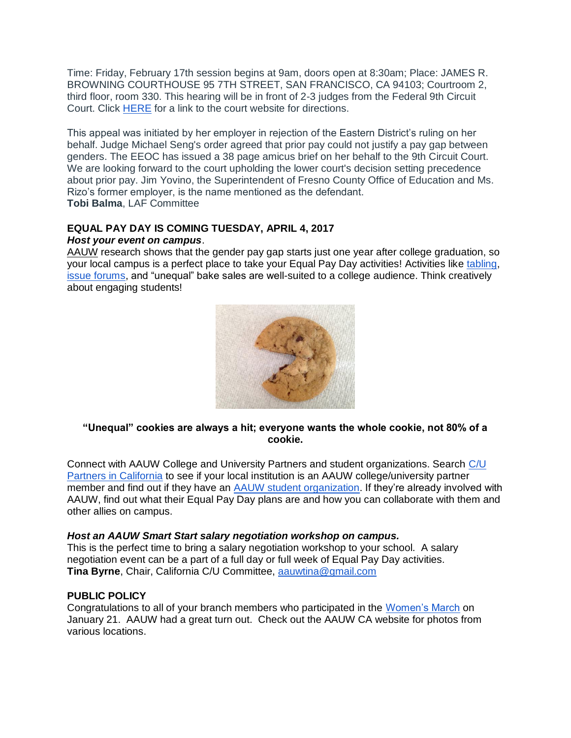Time: Friday, February 17th session begins at 9am, doors open at 8:30am; Place: JAMES R. BROWNING COURTHOUSE 95 7TH STREET, SAN FRANCISCO, CA 94103; Courtroom 2, third floor, room 330. This hearing will be in front of 2-3 judges from the Federal 9th Circuit Court. Click HERE for a link to the court website for directions.

This appeal was initiated by her employer in rejection of the Eastern District's ruling on her behalf. Judge Michael Seng's order agreed that prior pay could not justify a pay gap between genders. The EEOC has issued a 38 page amicus brief on her behalf to the 9th Circuit Court. We are looking forward to the court upholding the lower court's decision setting precedence about prior pay. Jim Yovino, the Superintendent of Fresno County Office of Education and Ms. Rizo's former employer, is the name mentioned as the defendant.
**Tobi Balma**, LAF Committee

## EQUAL PAY DAY IS COMING TUESDAY, APRIL 4, 2017

***Host your event on campus***.
AAUW research shows that the gender pay gap starts just one year after college graduation, so your local campus is a perfect place to take your Equal Pay Day activities! Activities like tabling, issue forums, and "unequal" bake sales are well-suited to a college audience. Think creatively about engaging students!

**"Unequal" cookies are always a hit; everyone wants the whole cookie, not 80% of a cookie.**

Connect with AAUW College and University Partners and student organizations. Search C/U Partners in California to see if your local institution is an AAUW college/university partner member and find out if they have an AAUW student organization. If they're already involved with AAUW, find out what their Equal Pay Day plans are and how you can collaborate with them and other allies on campus.

***Host an AAUW Smart Start salary negotiation workshop on campus.***
This is the perfect time to bring a salary negotiation workshop to your school. A salary negotiation event can be a part of a full day or full week of Equal Pay Day activities.
**Tina Byrne**, Chair, California C/U Committee, aauwtina@gmail.com

## PUBLIC POLICY

Congratulations to all of your branch members who participated in the Women's March on January 21. AAUW had a great turn out. Check out the AAUW CA website for photos from various locations.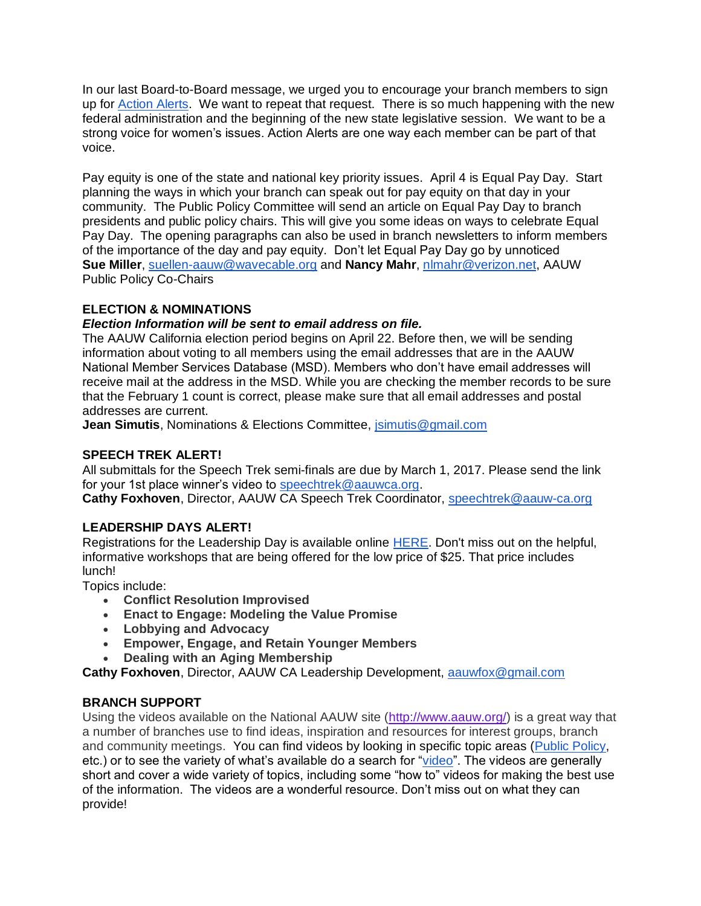In our last Board-to-Board message, we urged you to encourage your branch members to sign up for Action Alerts. We want to repeat that request. There is so much happening with the new federal administration and the beginning of the new state legislative session. We want to be a strong voice for women's issues. Action Alerts are one way each member can be part of that voice.

Pay equity is one of the state and national key priority issues. April 4 is Equal Pay Day. Start planning the ways in which your branch can speak out for pay equity on that day in your community. The Public Policy Committee will send an article on Equal Pay Day to branch presidents and public policy chairs. This will give you some ideas on ways to celebrate Equal Pay Day. The opening paragraphs can also be used in branch newsletters to inform members of the importance of the day and pay equity. Don't let Equal Pay Day go by unnoticed
**Sue Miller**, suellen-aauw@wavecable.org and **Nancy Mahr**, nlmahr@verizon.net, AAUW Public Policy Co-Chairs

**ELECTION & NOMINATIONS**
***Election Information will be sent to email address on file.***
The AAUW California election period begins on April 22. Before then, we will be sending information about voting to all members using the email addresses that are in the AAUW National Member Services Database (MSD). Members who don't have email addresses will receive mail at the address in the MSD. While you are checking the member records to be sure that the February 1 count is correct, please make sure that all email addresses and postal addresses are current.
**Jean Simutis**, Nominations & Elections Committee, jsimutis@gmail.com

**SPEECH TREK ALERT!**
All submittals for the Speech Trek semi-finals are due by March 1, 2017. Please send the link for your 1st place winner's video to speechtrek@aauwca.org.
**Cathy Foxhoven**, Director, AAUW CA Speech Trek Coordinator, speechtrek@aauw-ca.org

**LEADERSHIP DAYS ALERT!**
Registrations for the Leadership Day is available online HERE. Don't miss out on the helpful, informative workshops that are being offered for the low price of $25. That price includes lunch!
Topics include:

- **Conflict Resolution Improvised**
- **Enact to Engage: Modeling the Value Promise**
- **Lobbying and Advocacy**
- **Empower, Engage, and Retain Younger Members**
- **Dealing with an Aging Membership**

**Cathy Foxhoven**, Director, AAUW CA Leadership Development, aauwfox@gmail.com

**BRANCH SUPPORT**
Using the videos available on the National AAUW site (http://www.aauw.org/) is a great way that a number of branches use to find ideas, inspiration and resources for interest groups, branch and community meetings. You can find videos by looking in specific topic areas (Public Policy, etc.) or to see the variety of what's available do a search for "video". The videos are generally short and cover a wide variety of topics, including some "how to" videos for making the best use of the information. The videos are a wonderful resource. Don't miss out on what they can provide!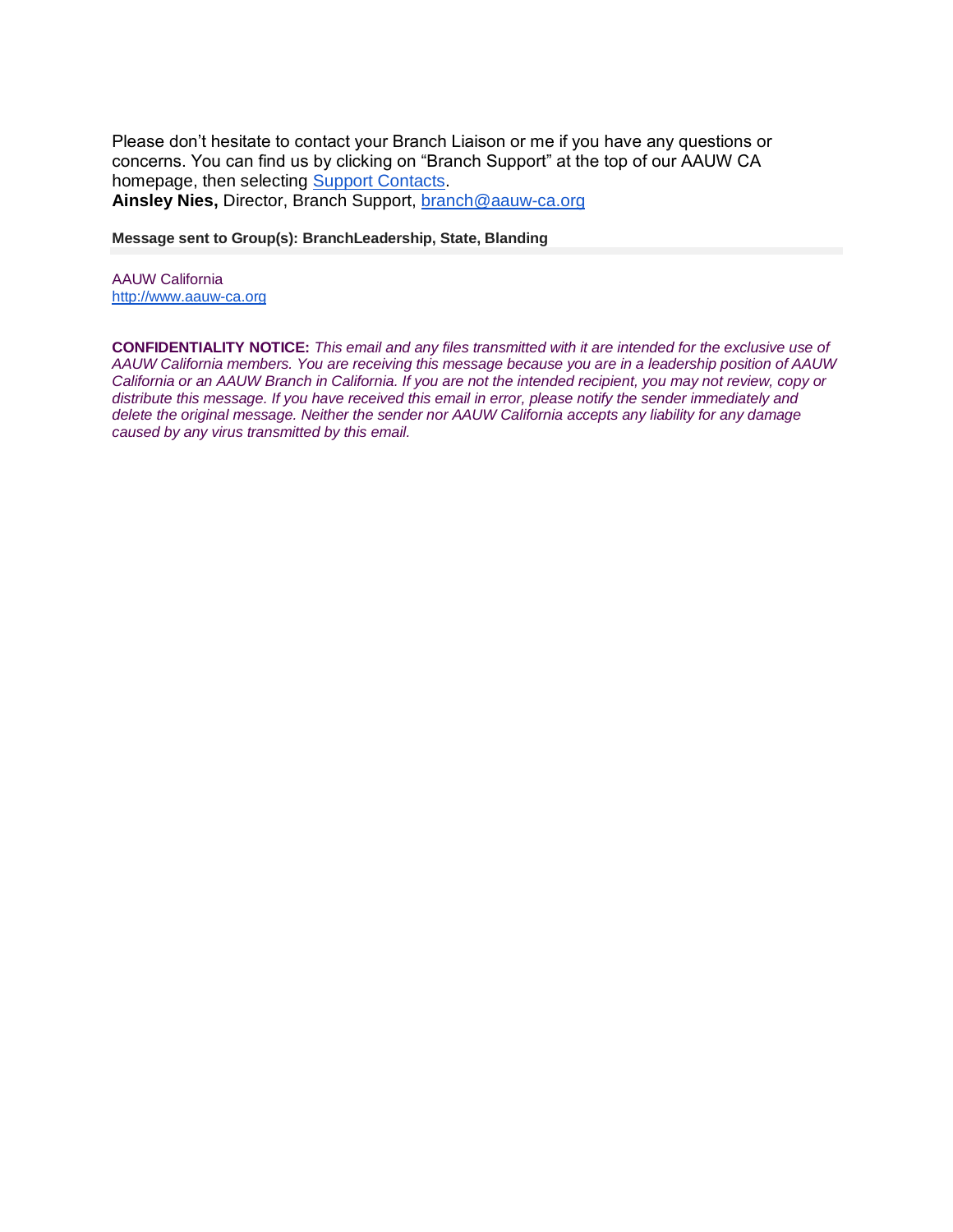Please don't hesitate to contact your Branch Liaison or me if you have any questions or concerns. You can find us by clicking on "Branch Support" at the top of our AAUW CA homepage, then selecting Support Contacts.

**Ainsley Nies,** Director, Branch Support, branch@aauw-ca.org

**Message sent to Group(s): BranchLeadership, State, Blanding**

---

AAUW California
http://www.aauw-ca.org

**CONFIDENTIALITY NOTICE:** *This email and any files transmitted with it are intended for the exclusive use of AAUW California members. You are receiving this message because you are in a leadership position of AAUW California or an AAUW Branch in California. If you are not the intended recipient, you may not review, copy or distribute this message. If you have received this email in error, please notify the sender immediately and delete the original message. Neither the sender nor AAUW California accepts any liability for any damage caused by any virus transmitted by this email.*